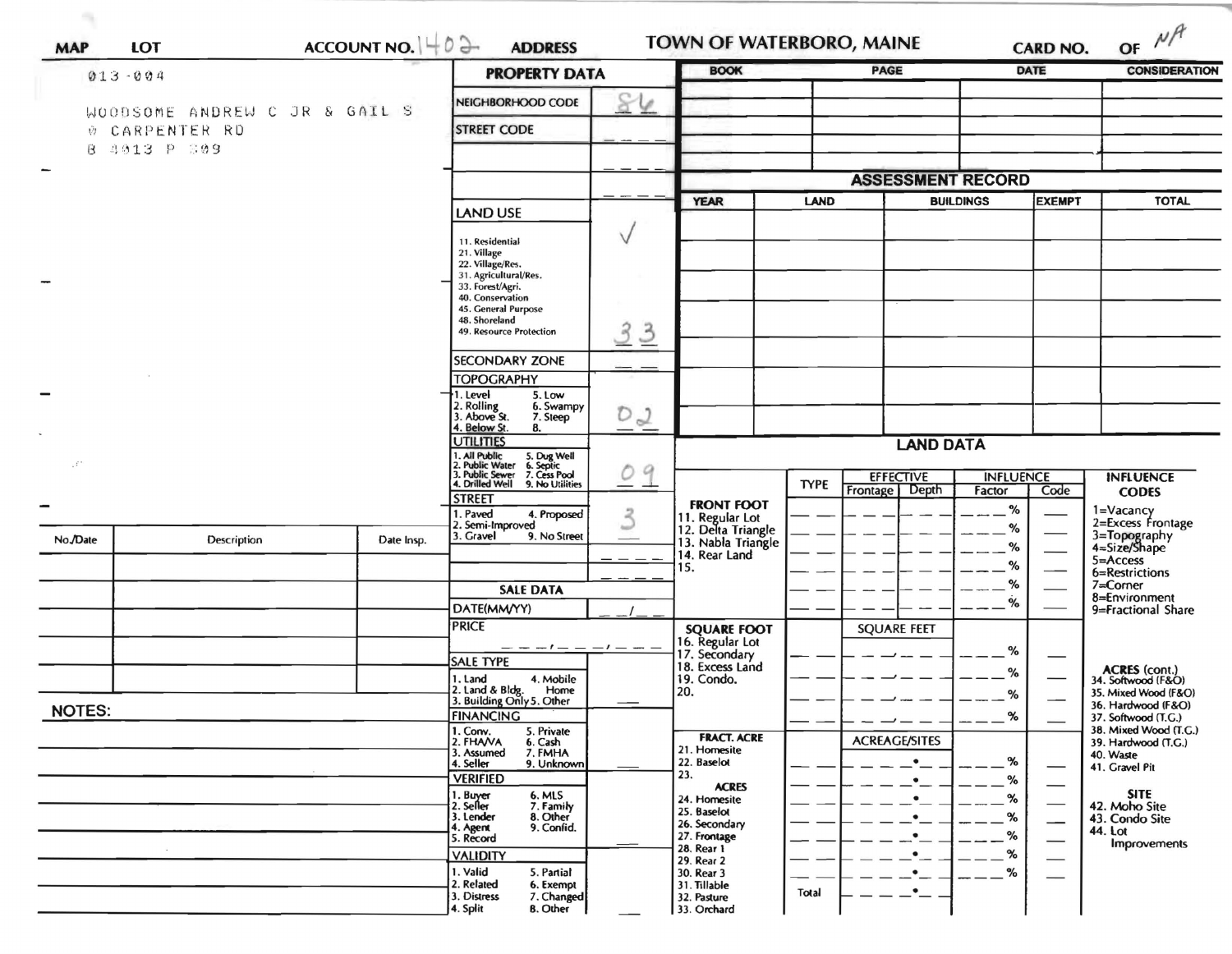MAP | LOT | ACCOUNT NO. 1402 | ADDRESS | TOWN OF WATERBORO, MAINE | CARD NO. | OF NA

013-004

WOODSOME ANDREW C JR & GAIL S
0 CARPENTER RD
B 4013 P 309

## PROPERTY DATA

| Field | Value |
|---|---|
| NEIGHBORHOOD CODE | 86 |
| STREET CODE | |
| LAND USE | ✓ |
| 11. Residential, 21. Village, 22. Village/Res., 31. Agricultural/Res., 33. Forest/Agri., 40. Conservation, 45. General Purpose, 48. Shoreland, 49. Resource Protection | 33 |
| SECONDARY ZONE | |
| TOPOGRAPHY: 1. Level, 2. Rolling, 3. Above St., 4. Below St., 5. Low, 6. Swampy, 7. Steep, 8. | 02 |
| UTILITIES: 1. All Public, 2. Public Water, 3. Public Sewer, 4. Drilled Well, 5. Dug Well, 6. Septic, 7. Cess Pool, 9. No Utilities | 09 |
| STREET: 1. Paved, 2. Semi-Improved, 3. Gravel, 4. Proposed, 9. No Street | 3 |

### SALE DATA

| Field | Value |
|---|---|
| DATE(MM/YY) | |
| PRICE | |
| SALE TYPE: 1. Land, 2. Land & Bldg., 3. Building Only, 4. Mobile Home, 5. Other | |
| FINANCING: 1. Conv., 2. FHA/VA, 3. Assumed, 4. Seller, 5. Private, 6. Cash, 7. FMHA, 9. Unknown | |
| VERIFIED: 1. Buyer, 2. Seller, 3. Lender, 4. Agent, 5. Record, 6. MLS, 7. Family, 8. Other, 9. Confid. | |
| VALIDITY: 1. Valid, 2. Related, 3. Distress, 4. Split, 5. Partial, 6. Exempt, 7. Changed, 8. Other | |

| No./Date | Description | Date Insp. |
|---|---|---|
| | | |

NOTES:

| BOOK | PAGE | DATE | CONSIDERATION |
|---|---|---|---|
| | | | |

## ASSESSMENT RECORD

| YEAR | LAND | BUILDINGS | EXEMPT | TOTAL |
|---|---|---|---|---|
| | | | | |

## LAND DATA

| | TYPE | EFFECTIVE Frontage | EFFECTIVE Depth | INFLUENCE Factor | INFLUENCE Code |
|---|---|---|---|---|---|
| FRONT FOOT: 11. Regular Lot, 12. Delta Triangle, 13. Nabla Triangle, 14. Rear Land, 15. | | | | % | |
| SQUARE FOOT: 16. Regular Lot, 17. Secondary, 18. Excess Land, 19. Condo., 20. | | SQUARE FEET | | % | |
| FRACT. ACRE: 21. Homesite, 22. Baselot, 23. ACRES: 24. Homesite, 25. Baselot, 26. Secondary, 27. Frontage, 28. Rear 1, 29. Rear 2, 30. Rear 3, 31. Tillable, 32. Pasture, 33. Orchard | | ACREAGE/SITES | | % | |
| | Total | | | | |

INFLUENCE CODES: 1=Vacancy, 2=Excess Frontage, 3=Topography, 4=Size/Shape, 5=Access, 6=Restrictions, 7=Corner, 8=Environment, 9=Fractional Share

ACRES (cont.): 34. Softwood (F&O), 35. Mixed Wood (F&O), 36. Hardwood (F&O), 37. Softwood (T.G.), 38. Mixed Wood (T.G.), 39. Hardwood (T.G.), 40. Waste, 41. Gravel Pit

SITE: 42. Moho Site, 43. Condo Site, 44. Lot Improvements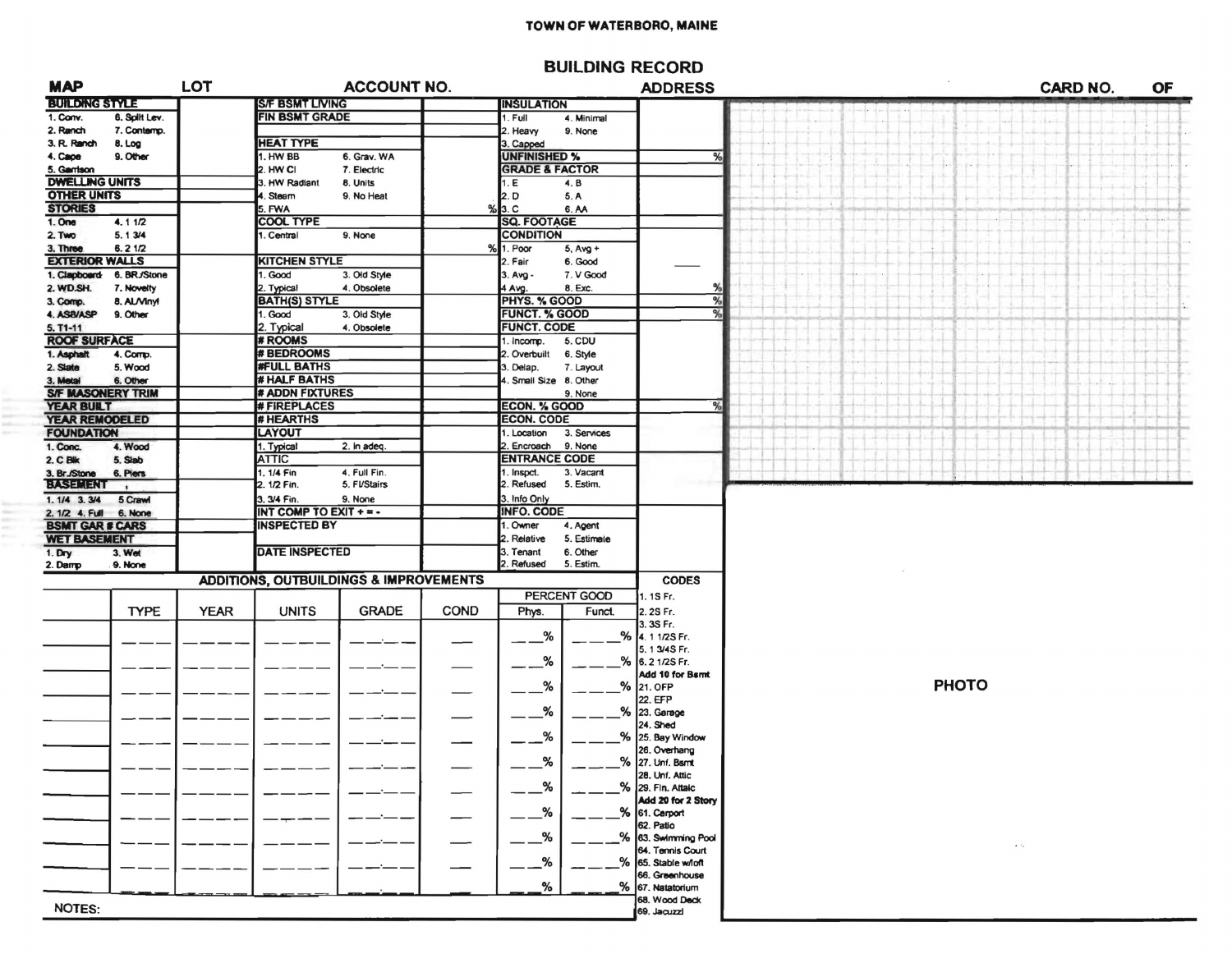**TOWN OF WATERBORO, MAINE**

## BUILDING RECORD

MAP | LOT | ACCOUNT NO. | ADDRESS | CARD NO. OF

**BUILDING STYLE**
1. Conv. 6. Split Lev.
2. Ranch 7. Contemp.
3. R. Ranch 8. Log
4. Cape 9. Other
5. Garrison

**DWELLING UNITS**

**OTHER UNITS**

**STORIES**
1. One 4. 1 1/2
2. Two 5. 1 3/4
3. Three 6. 2 1/2

**EXTERIOR WALLS**
1. Clapboard 6. BR./Stone
2. WD.SH. 7. Novelty
3. Comp. 8. AL/Vinyl
4. ASB/ASP 9. Other
5. T1-11

**ROOF SURFACE**
1. Asphalt 4. Comp.
2. Slate 5. Wood
3. Metal 6. Other

**S/F MASONERY TRIM**

**YEAR BUILT**

**YEAR REMODELED**

**FOUNDATION**
1. Conc. 4. Wood
2. C Blk 5. Slab
3. Br./Stone 6. Piers

**BASEMENT**
1. 1/4 3. 3/4 5 Crawl
2. 1/2 4. Full 6. None

**BSMT GAR # CARS**

**WET BASEMENT**
1. Dry 3. Wet
2. Damp 9. None

**S/F BSMT LIVING**

**FIN BSMT GRADE**

**HEAT TYPE** %
1. HW BB 6. Grav. WA
2. HW Cl 7. Electric
3. HW Radiant 8. Units
4. Steam 9. No Heat
5. FWA

**COOL TYPE** %
1. Central 9. None

**KITCHEN STYLE**
1. Good 3. Old Style
2. Typical 4. Obsolete

**BATH(S) STYLE**
1. Good 3. Old Style
2. Typical 4. Obsolete

**# ROOMS**

**# BEDROOMS**

**#FULL BATHS**

**# HALF BATHS**

**# ADDN FIXTURES**

**# FIREPLACES**

**# HEARTHS**

**LAYOUT**
1. Typical 2. In adeq.

**ATTIC**
1. 1/4 Fin 4. Full Fin.
2. 1/2 Fin. 5. Fl/Stairs
3. 3/4 Fin. 9. None

**INT COMP TO EXIT + = -**

**INSPECTED BY**

**DATE INSPECTED**

**INSULATION**
1. Full 4. Minimal
2. Heavy 9. None
3. Capped

**UNFINISHED %** %

**GRADE & FACTOR**
1. E 4. B
2. D 5. A
3. C 6. AA

**SQ. FOOTAGE**

**CONDITION**
1. Poor 5. Avg +
2. Fair 6. Good
3. Avg - 7. V Good
4 Avg. 8. Exc.

**PHYS. % GOOD** %

**FUNCT. % GOOD** %

**FUNCT. CODE**
1. Incomp. 5. CDU
2. Overbuilt 6. Style
3. Delap. 7. Layout
4. Small Size 8. Other
9. None

**ECON. % GOOD** %

**ECON. CODE**
1. Location 3. Services
2. Encroach 9. None

**ENTRANCE CODE**
1. Inspct. 3. Vacant
2. Refused 5. Estim.
3. Info Only

**INFO. CODE**
1. Owner 4. Agent
2. Relative 5. Estimate
3. Tenant 6. Other
2. Refused 5. Estim.

### ADDITIONS, OUTBUILDINGS & IMPROVEMENTS

| | TYPE | YEAR | UNITS | GRADE | COND | PERCENT GOOD Phys. | PERCENT GOOD Funct. |
|---|---|---|---|---|---|---|---|
| | | | | | | % | % |
| | | | | | | % | % |
| | | | | | | % | % |
| | | | | | | % | % |
| | | | | | | % | % |
| | | | | | | % | % |
| | | | | | | % | % |
| | | | | | | % | % |
| | | | | | | % | % |
| | | | | | | % | % |
| | | | | | | % | % |

**CODES**
1. 1S Fr.
2. 2S Fr.
3. 3S Fr.
4. 1 1/2S Fr.
5. 1 3/4S Fr.
6. 2 1/2S Fr.
**Add 10 for Bsmt**
21. OFP
22. EFP
23. Garage
24. Shed
25. Bay Window
26. Overhang
27. Unf. Bsmt
28. Unf. Attic
29. Fin. Attaic
**Add 20 for 2 Story**
61. Carport
62. Patio
63. Swimming Pool
64. Tennis Court
65. Stable w/loft
66. Greenhouse
67. Natatorium
68. Wood Deck
69. Jacuzzi

NOTES:

PHOTO